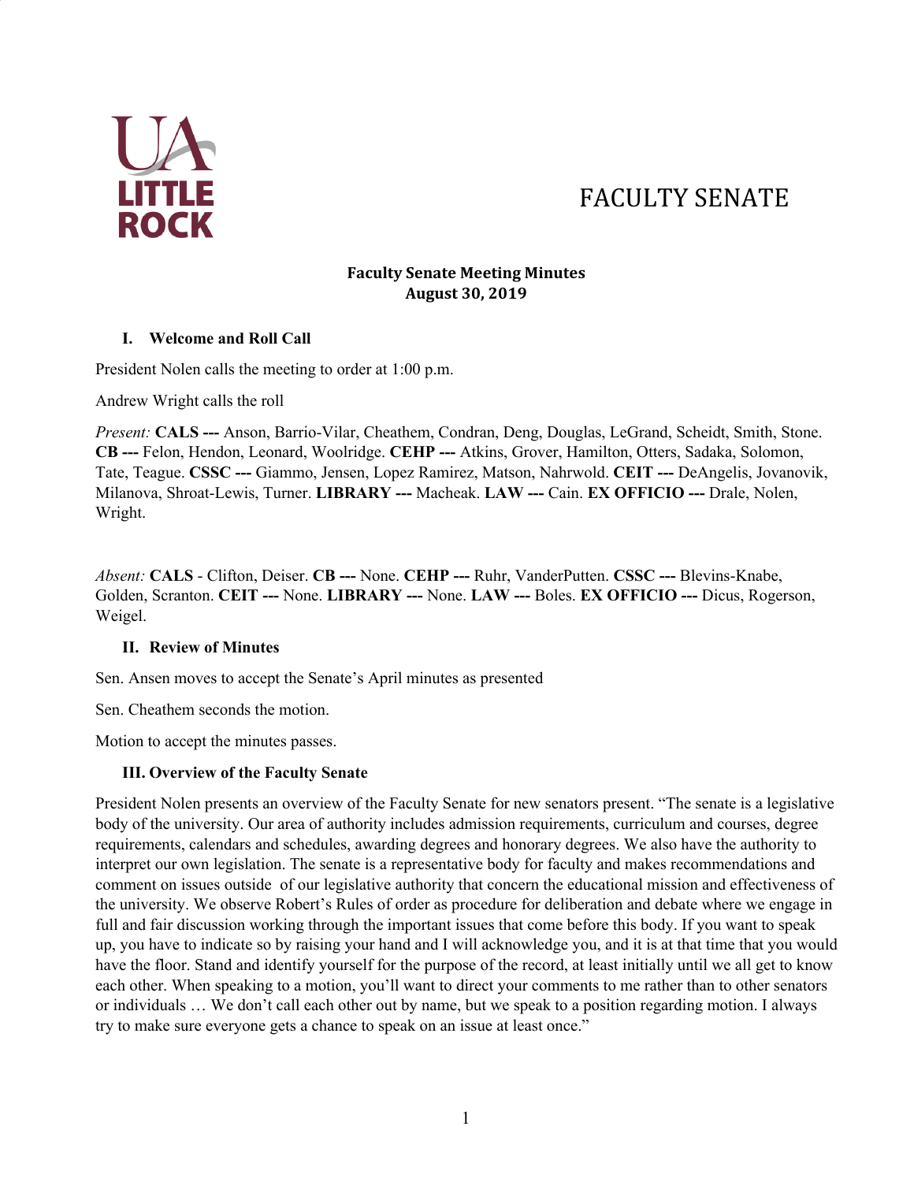# FACULTY SENATE

**Faculty Senate Meeting Minutes**
**August 30, 2019**

## I. Welcome and Roll Call

President Nolen calls the meeting to order at 1:00 p.m.

Andrew Wright calls the roll

*Present:* **CALS ---** Anson, Barrio-Vilar, Cheathem, Condran, Deng, Douglas, LeGrand, Scheidt, Smith, Stone. **CB ---** Felon, Hendon, Leonard, Woolridge. **CEHP ---** Atkins, Grover, Hamilton, Otters, Sadaka, Solomon, Tate, Teague. **CSSC ---** Giammo, Jensen, Lopez Ramirez, Matson, Nahrwold. **CEIT ---** DeAngelis, Jovanovik, Milanova, Shroat-Lewis, Turner. **LIBRARY ---** Macheak. **LAW ---** Cain. **EX OFFICIO ---** Drale, Nolen, Wright.

*Absent:* **CALS** - Clifton, Deiser. **CB ---** None. **CEHP ---** Ruhr, VanderPutten. **CSSC ---** Blevins-Knabe, Golden, Scranton. **CEIT ---** None. **LIBRARY ---** None. **LAW ---** Boles. **EX OFFICIO ---** Dicus, Rogerson, Weigel.

## II. Review of Minutes

Sen. Ansen moves to accept the Senate's April minutes as presented

Sen. Cheathem seconds the motion.

Motion to accept the minutes passes.

## III. Overview of the Faculty Senate

President Nolen presents an overview of the Faculty Senate for new senators present. "The senate is a legislative body of the university. Our area of authority includes admission requirements, curriculum and courses, degree requirements, calendars and schedules, awarding degrees and honorary degrees. We also have the authority to interpret our own legislation. The senate is a representative body for faculty and makes recommendations and comment on issues outside of our legislative authority that concern the educational mission and effectiveness of the university. We observe Robert's Rules of order as procedure for deliberation and debate where we engage in full and fair discussion working through the important issues that come before this body. If you want to speak up, you have to indicate so by raising your hand and I will acknowledge you, and it is at that time that you would have the floor. Stand and identify yourself for the purpose of the record, at least initially until we all get to know each other. When speaking to a motion, you'll want to direct your comments to me rather than to other senators or individuals … We don't call each other out by name, but we speak to a position regarding motion. I always try to make sure everyone gets a chance to speak on an issue at least once."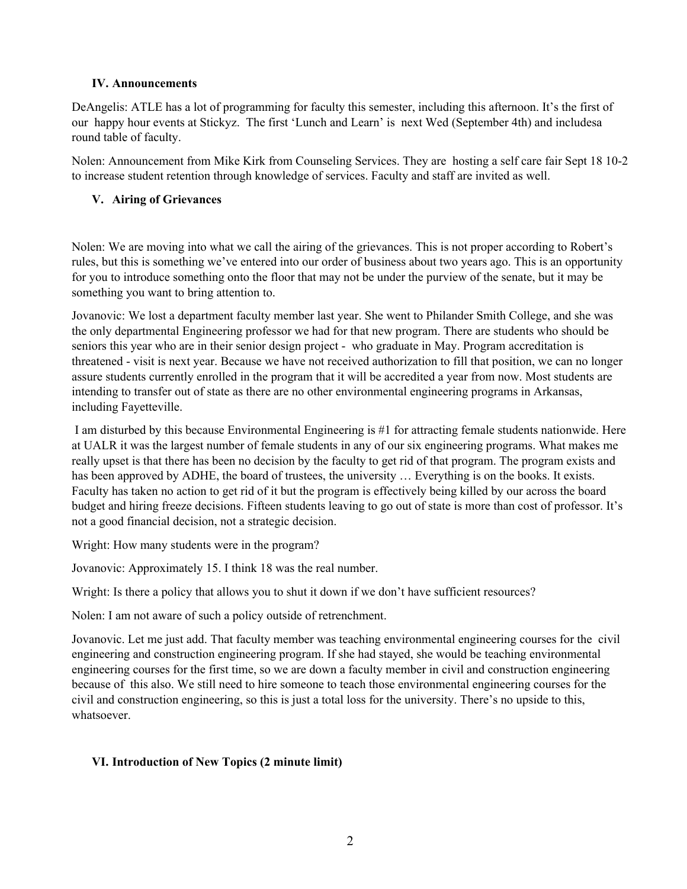### IV. Announcements

DeAngelis: ATLE has a lot of programming for faculty this semester, including this afternoon. It's the first of our happy hour events at Stickyz. The first 'Lunch and Learn' is next Wed (September 4th) and includesa round table of faculty.

Nolen: Announcement from Mike Kirk from Counseling Services. They are hosting a self care fair Sept 18 10-2 to increase student retention through knowledge of services. Faculty and staff are invited as well.

### V. Airing of Grievances

Nolen: We are moving into what we call the airing of the grievances. This is not proper according to Robert's rules, but this is something we've entered into our order of business about two years ago. This is an opportunity for you to introduce something onto the floor that may not be under the purview of the senate, but it may be something you want to bring attention to.

Jovanovic: We lost a department faculty member last year. She went to Philander Smith College, and she was the only departmental Engineering professor we had for that new program. There are students who should be seniors this year who are in their senior design project - who graduate in May. Program accreditation is threatened - visit is next year. Because we have not received authorization to fill that position, we can no longer assure students currently enrolled in the program that it will be accredited a year from now. Most students are intending to transfer out of state as there are no other environmental engineering programs in Arkansas, including Fayetteville.

I am disturbed by this because Environmental Engineering is #1 for attracting female students nationwide. Here at UALR it was the largest number of female students in any of our six engineering programs. What makes me really upset is that there has been no decision by the faculty to get rid of that program. The program exists and has been approved by ADHE, the board of trustees, the university … Everything is on the books. It exists. Faculty has taken no action to get rid of it but the program is effectively being killed by our across the board budget and hiring freeze decisions. Fifteen students leaving to go out of state is more than cost of professor. It's not a good financial decision, not a strategic decision.

Wright: How many students were in the program?

Jovanovic: Approximately 15. I think 18 was the real number.

Wright: Is there a policy that allows you to shut it down if we don't have sufficient resources?

Nolen: I am not aware of such a policy outside of retrenchment.

Jovanovic. Let me just add. That faculty member was teaching environmental engineering courses for the civil engineering and construction engineering program. If she had stayed, she would be teaching environmental engineering courses for the first time, so we are down a faculty member in civil and construction engineering because of this also. We still need to hire someone to teach those environmental engineering courses for the civil and construction engineering, so this is just a total loss for the university. There's no upside to this, whatsoever.

### VI. Introduction of New Topics (2 minute limit)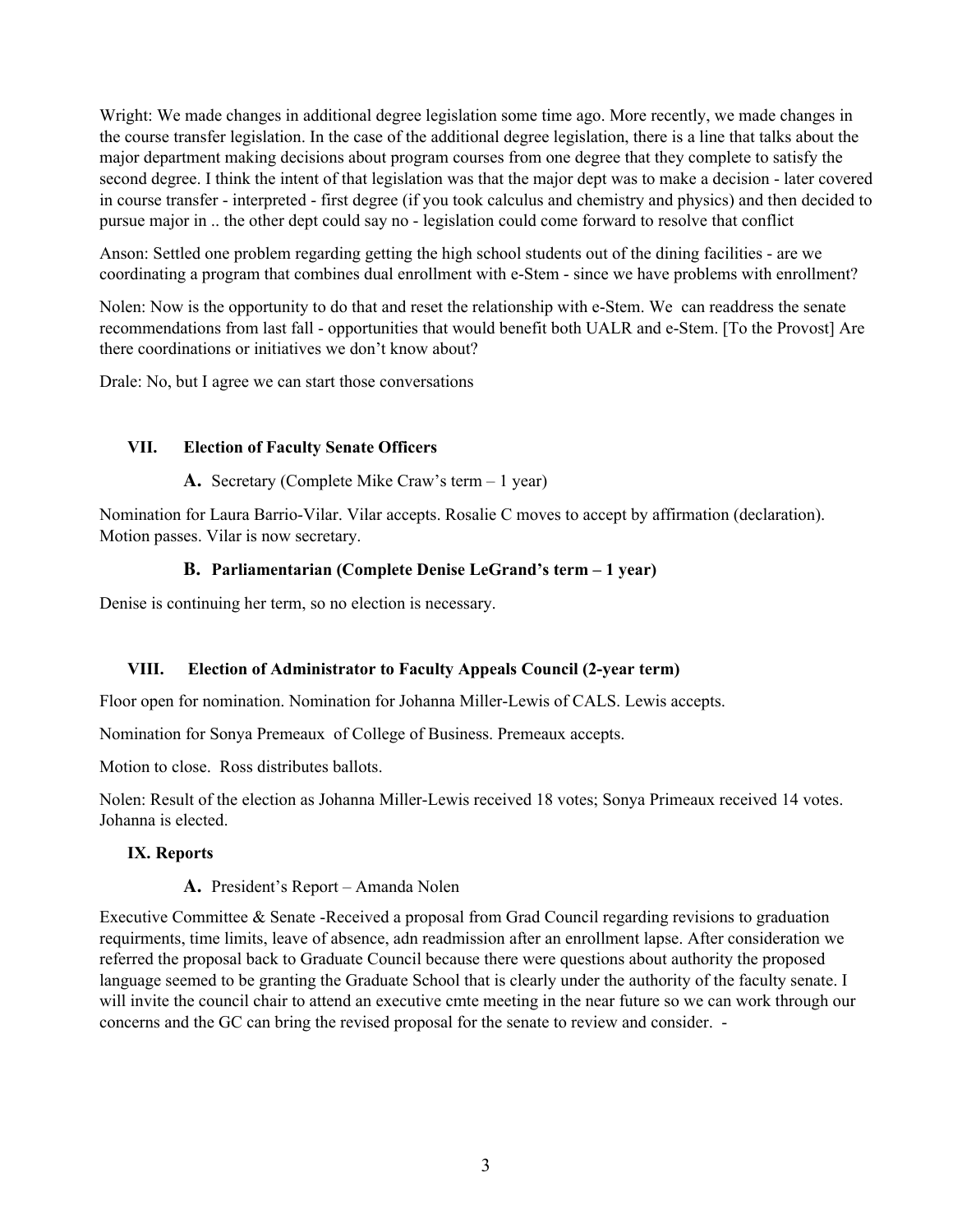Wright: We made changes in additional degree legislation some time ago. More recently, we made changes in the course transfer legislation. In the case of the additional degree legislation, there is a line that talks about the major department making decisions about program courses from one degree that they complete to satisfy the second degree. I think the intent of that legislation was that the major dept was to make a decision - later covered in course transfer - interpreted - first degree (if you took calculus and chemistry and physics) and then decided to pursue major in .. the other dept could say no - legislation could come forward to resolve that conflict

Anson: Settled one problem regarding getting the high school students out of the dining facilities - are we coordinating a program that combines dual enrollment with e-Stem - since we have problems with enrollment?

Nolen: Now is the opportunity to do that and reset the relationship with e-Stem. We can readdress the senate recommendations from last fall - opportunities that would benefit both UALR and e-Stem. [To the Provost] Are there coordinations or initiatives we don't know about?

Drale: No, but I agree we can start those conversations

## VII. Election of Faculty Senate Officers

**A.** Secretary (Complete Mike Craw's term – 1 year)

Nomination for Laura Barrio-Vilar. Vilar accepts. Rosalie C moves to accept by affirmation (declaration). Motion passes. Vilar is now secretary.

### B. Parliamentarian (Complete Denise LeGrand's term – 1 year)

Denise is continuing her term, so no election is necessary.

## VIII. Election of Administrator to Faculty Appeals Council (2-year term)

Floor open for nomination. Nomination for Johanna Miller-Lewis of CALS. Lewis accepts.

Nomination for Sonya Premeaux of College of Business. Premeaux accepts.

Motion to close. Ross distributes ballots.

Nolen: Result of the election as Johanna Miller-Lewis received 18 votes; Sonya Primeaux received 14 votes. Johanna is elected.

## IX. Reports

**A.** President's Report – Amanda Nolen

Executive Committee & Senate -Received a proposal from Grad Council regarding revisions to graduation requirments, time limits, leave of absence, adn readmission after an enrollment lapse. After consideration we referred the proposal back to Graduate Council because there were questions about authority the proposed language seemed to be granting the Graduate School that is clearly under the authority of the faculty senate. I will invite the council chair to attend an executive cmte meeting in the near future so we can work through our concerns and the GC can bring the revised proposal for the senate to review and consider. -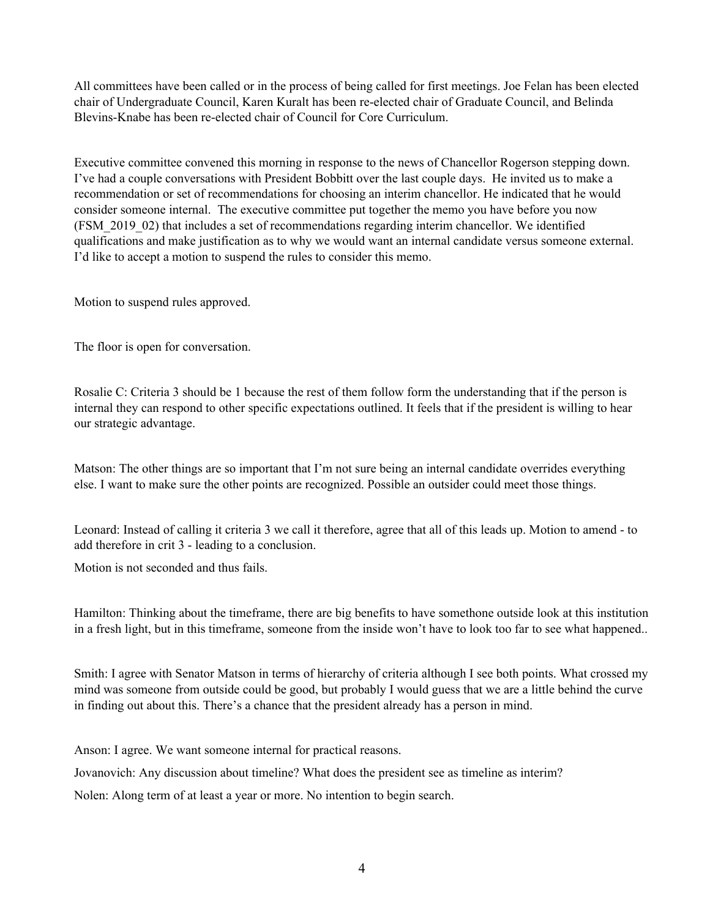All committees have been called or in the process of being called for first meetings. Joe Felan has been elected chair of Undergraduate Council, Karen Kuralt has been re-elected chair of Graduate Council, and Belinda Blevins-Knabe has been re-elected chair of Council for Core Curriculum.

Executive committee convened this morning in response to the news of Chancellor Rogerson stepping down. I've had a couple conversations with President Bobbitt over the last couple days. He invited us to make a recommendation or set of recommendations for choosing an interim chancellor. He indicated that he would consider someone internal. The executive committee put together the memo you have before you now (FSM_2019_02) that includes a set of recommendations regarding interim chancellor. We identified qualifications and make justification as to why we would want an internal candidate versus someone external. I'd like to accept a motion to suspend the rules to consider this memo.

Motion to suspend rules approved.

The floor is open for conversation.

Rosalie C: Criteria 3 should be 1 because the rest of them follow form the understanding that if the person is internal they can respond to other specific expectations outlined. It feels that if the president is willing to hear our strategic advantage.

Matson: The other things are so important that I'm not sure being an internal candidate overrides everything else. I want to make sure the other points are recognized. Possible an outsider could meet those things.

Leonard: Instead of calling it criteria 3 we call it therefore, agree that all of this leads up. Motion to amend - to add therefore in crit 3 - leading to a conclusion.

Motion is not seconded and thus fails.

Hamilton: Thinking about the timeframe, there are big benefits to have somethone outside look at this institution in a fresh light, but in this timeframe, someone from the inside won't have to look too far to see what happened..

Smith: I agree with Senator Matson in terms of hierarchy of criteria although I see both points. What crossed my mind was someone from outside could be good, but probably I would guess that we are a little behind the curve in finding out about this. There's a chance that the president already has a person in mind.

Anson: I agree. We want someone internal for practical reasons.

Jovanovich: Any discussion about timeline? What does the president see as timeline as interim?

Nolen: Along term of at least a year or more. No intention to begin search.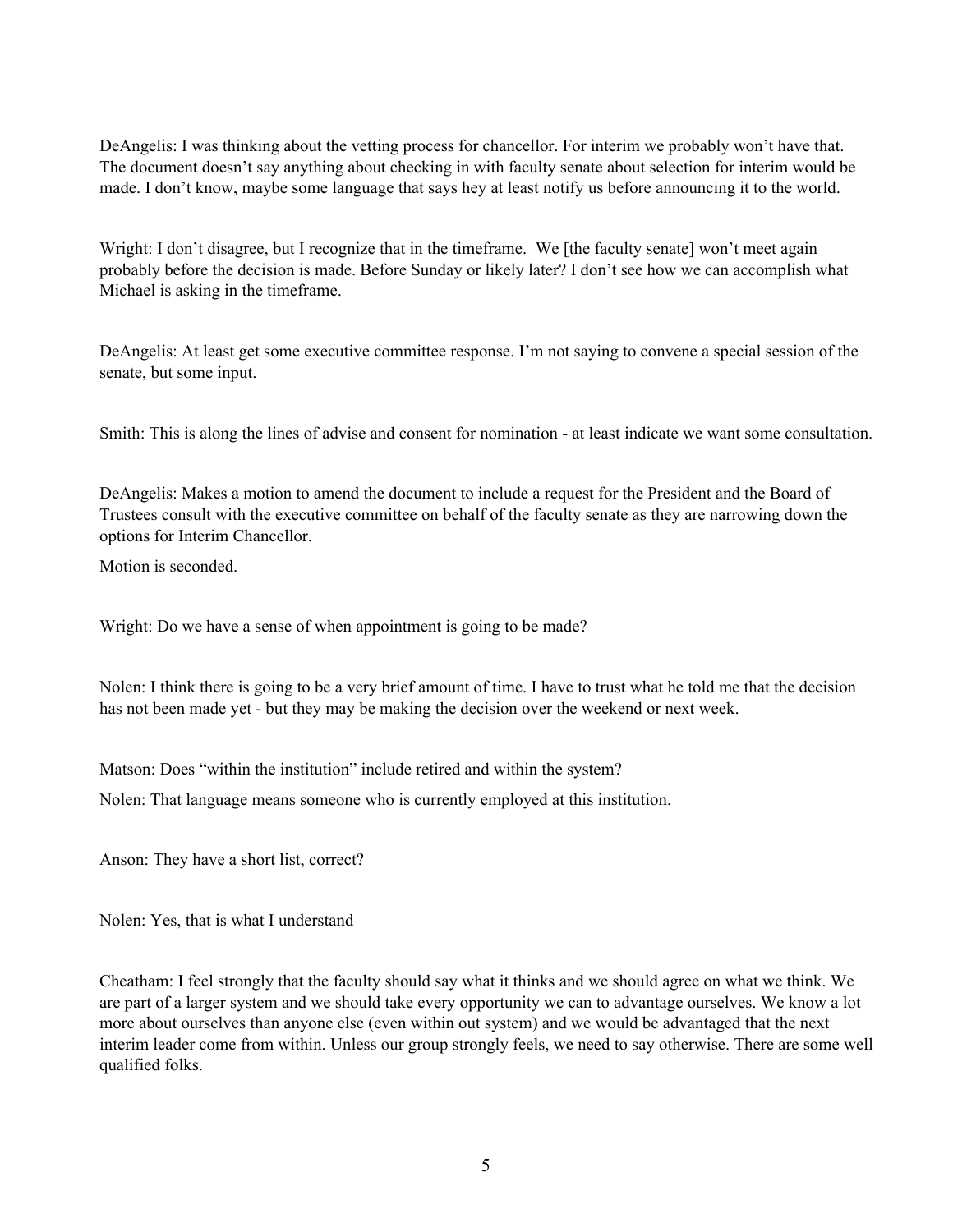DeAngelis: I was thinking about the vetting process for chancellor. For interim we probably won't have that. The document doesn't say anything about checking in with faculty senate about selection for interim would be made. I don't know, maybe some language that says hey at least notify us before announcing it to the world.

Wright: I don't disagree, but I recognize that in the timeframe. We [the faculty senate] won't meet again probably before the decision is made. Before Sunday or likely later? I don't see how we can accomplish what Michael is asking in the timeframe.

DeAngelis: At least get some executive committee response. I'm not saying to convene a special session of the senate, but some input.

Smith: This is along the lines of advise and consent for nomination - at least indicate we want some consultation.

DeAngelis: Makes a motion to amend the document to include a request for the President and the Board of Trustees consult with the executive committee on behalf of the faculty senate as they are narrowing down the options for Interim Chancellor.

Motion is seconded.

Wright: Do we have a sense of when appointment is going to be made?

Nolen: I think there is going to be a very brief amount of time. I have to trust what he told me that the decision has not been made yet - but they may be making the decision over the weekend or next week.

Matson: Does "within the institution" include retired and within the system?

Nolen: That language means someone who is currently employed at this institution.

Anson: They have a short list, correct?

Nolen: Yes, that is what I understand

Cheatham: I feel strongly that the faculty should say what it thinks and we should agree on what we think. We are part of a larger system and we should take every opportunity we can to advantage ourselves. We know a lot more about ourselves than anyone else (even within out system) and we would be advantaged that the next interim leader come from within. Unless our group strongly feels, we need to say otherwise. There are some well qualified folks.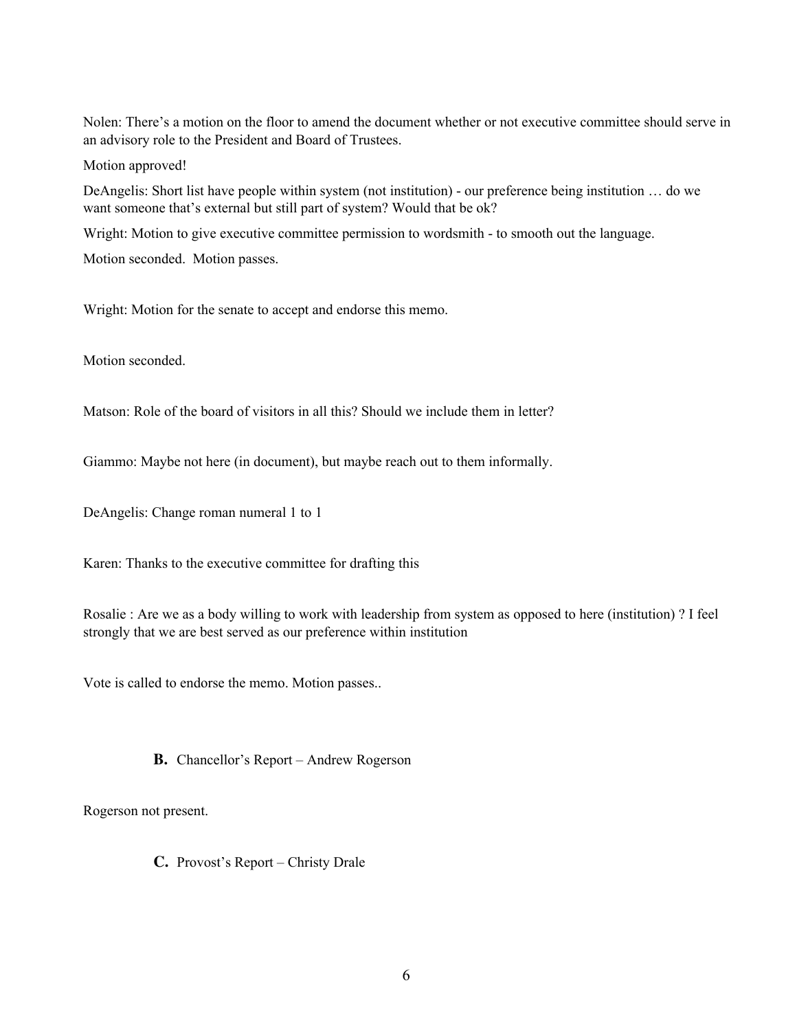Nolen: There's a motion on the floor to amend the document whether or not executive committee should serve in an advisory role to the President and Board of Trustees.

Motion approved!

DeAngelis: Short list have people within system (not institution) - our preference being institution … do we want someone that's external but still part of system? Would that be ok?

Wright: Motion to give executive committee permission to wordsmith - to smooth out the language.

Motion seconded. Motion passes.

Wright: Motion for the senate to accept and endorse this memo.

Motion seconded.

Matson: Role of the board of visitors in all this? Should we include them in letter?

Giammo: Maybe not here (in document), but maybe reach out to them informally.

DeAngelis: Change roman numeral 1 to 1

Karen: Thanks to the executive committee for drafting this

Rosalie : Are we as a body willing to work with leadership from system as opposed to here (institution) ? I feel strongly that we are best served as our preference within institution

Vote is called to endorse the memo. Motion passes..

**B.** Chancellor's Report – Andrew Rogerson

Rogerson not present.

**C.** Provost's Report – Christy Drale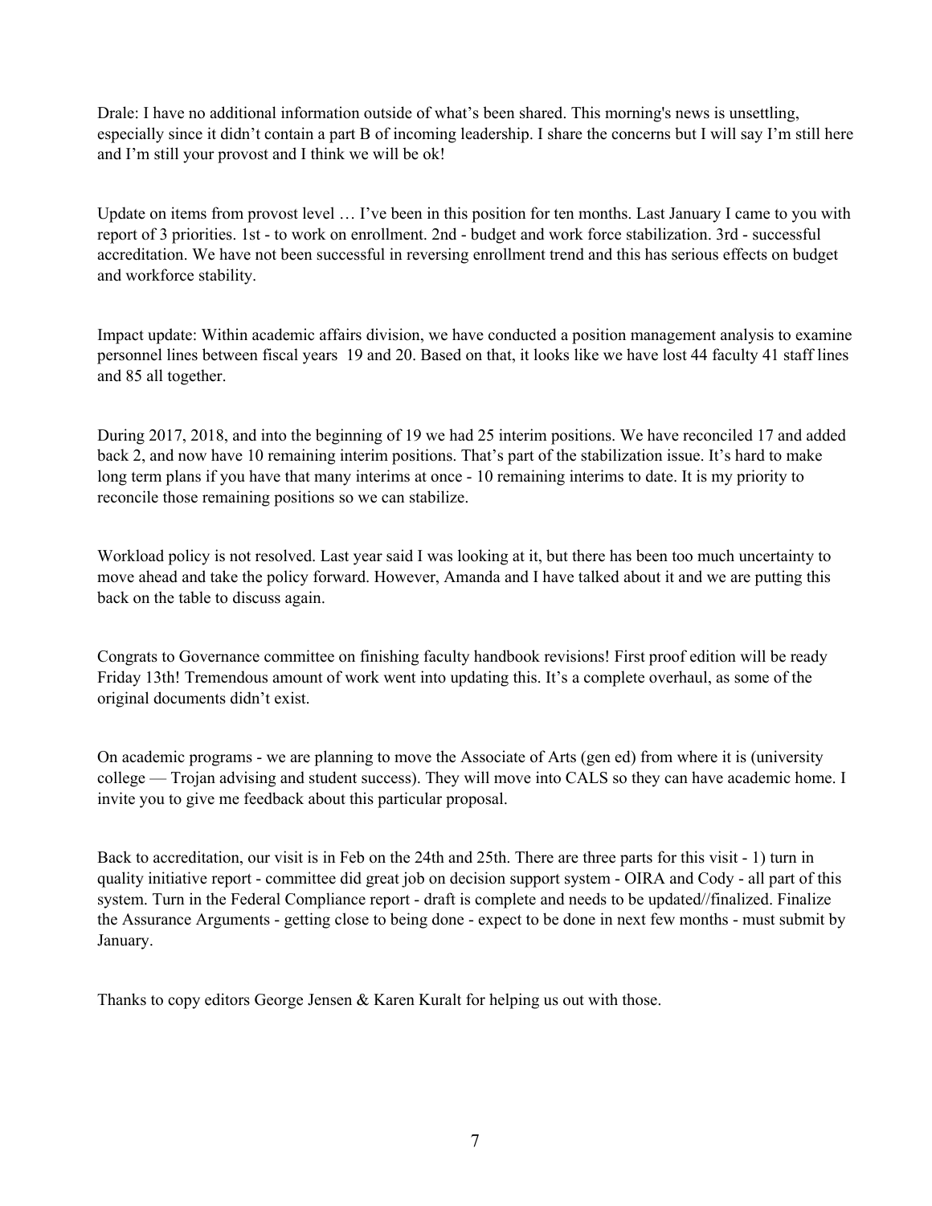Drale: I have no additional information outside of what's been shared. This morning's news is unsettling, especially since it didn't contain a part B of incoming leadership. I share the concerns but I will say I'm still here and I'm still your provost and I think we will be ok!

Update on items from provost level … I've been in this position for ten months. Last January I came to you with report of 3 priorities. 1st - to work on enrollment. 2nd - budget and work force stabilization. 3rd - successful accreditation. We have not been successful in reversing enrollment trend and this has serious effects on budget and workforce stability.

Impact update: Within academic affairs division, we have conducted a position management analysis to examine personnel lines between fiscal years 19 and 20. Based on that, it looks like we have lost 44 faculty 41 staff lines and 85 all together.

During 2017, 2018, and into the beginning of 19 we had 25 interim positions. We have reconciled 17 and added back 2, and now have 10 remaining interim positions. That's part of the stabilization issue. It's hard to make long term plans if you have that many interims at once - 10 remaining interims to date. It is my priority to reconcile those remaining positions so we can stabilize.

Workload policy is not resolved. Last year said I was looking at it, but there has been too much uncertainty to move ahead and take the policy forward. However, Amanda and I have talked about it and we are putting this back on the table to discuss again.

Congrats to Governance committee on finishing faculty handbook revisions! First proof edition will be ready Friday 13th! Tremendous amount of work went into updating this. It's a complete overhaul, as some of the original documents didn't exist.

On academic programs - we are planning to move the Associate of Arts (gen ed) from where it is (university college — Trojan advising and student success). They will move into CALS so they can have academic home. I invite you to give me feedback about this particular proposal.

Back to accreditation, our visit is in Feb on the 24th and 25th. There are three parts for this visit - 1) turn in quality initiative report - committee did great job on decision support system - OIRA and Cody - all part of this system. Turn in the Federal Compliance report - draft is complete and needs to be updated//finalized. Finalize the Assurance Arguments - getting close to being done - expect to be done in next few months - must submit by January.

Thanks to copy editors George Jensen & Karen Kuralt for helping us out with those.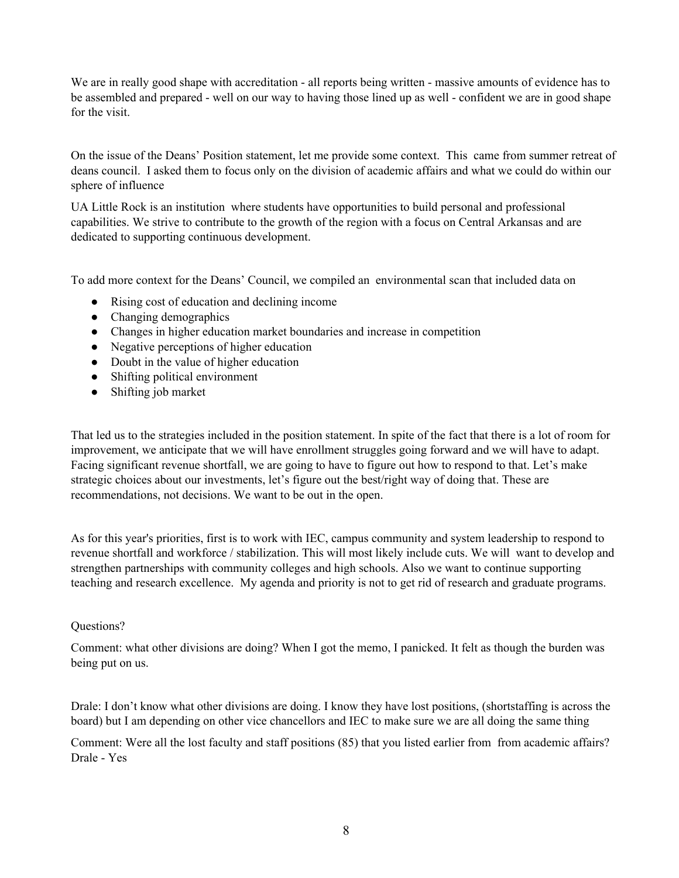We are in really good shape with accreditation - all reports being written - massive amounts of evidence has to be assembled and prepared - well on our way to having those lined up as well - confident we are in good shape for the visit.

On the issue of the Deans' Position statement, let me provide some context. This came from summer retreat of deans council. I asked them to focus only on the division of academic affairs and what we could do within our sphere of influence

UA Little Rock is an institution where students have opportunities to build personal and professional capabilities. We strive to contribute to the growth of the region with a focus on Central Arkansas and are dedicated to supporting continuous development.

To add more context for the Deans' Council, we compiled an environmental scan that included data on

- Rising cost of education and declining income
- Changing demographics
- Changes in higher education market boundaries and increase in competition
- Negative perceptions of higher education
- Doubt in the value of higher education
- Shifting political environment
- Shifting job market

That led us to the strategies included in the position statement. In spite of the fact that there is a lot of room for improvement, we anticipate that we will have enrollment struggles going forward and we will have to adapt. Facing significant revenue shortfall, we are going to have to figure out how to respond to that. Let's make strategic choices about our investments, let's figure out the best/right way of doing that. These are recommendations, not decisions. We want to be out in the open.

As for this year's priorities, first is to work with IEC, campus community and system leadership to respond to revenue shortfall and workforce / stabilization. This will most likely include cuts. We will want to develop and strengthen partnerships with community colleges and high schools. Also we want to continue supporting teaching and research excellence. My agenda and priority is not to get rid of research and graduate programs.

Questions?

Comment: what other divisions are doing? When I got the memo, I panicked. It felt as though the burden was being put on us.

Drale: I don't know what other divisions are doing. I know they have lost positions, (shortstaffing is across the board) but I am depending on other vice chancellors and IEC to make sure we are all doing the same thing

Comment: Were all the lost faculty and staff positions (85) that you listed earlier from from academic affairs?
Drale - Yes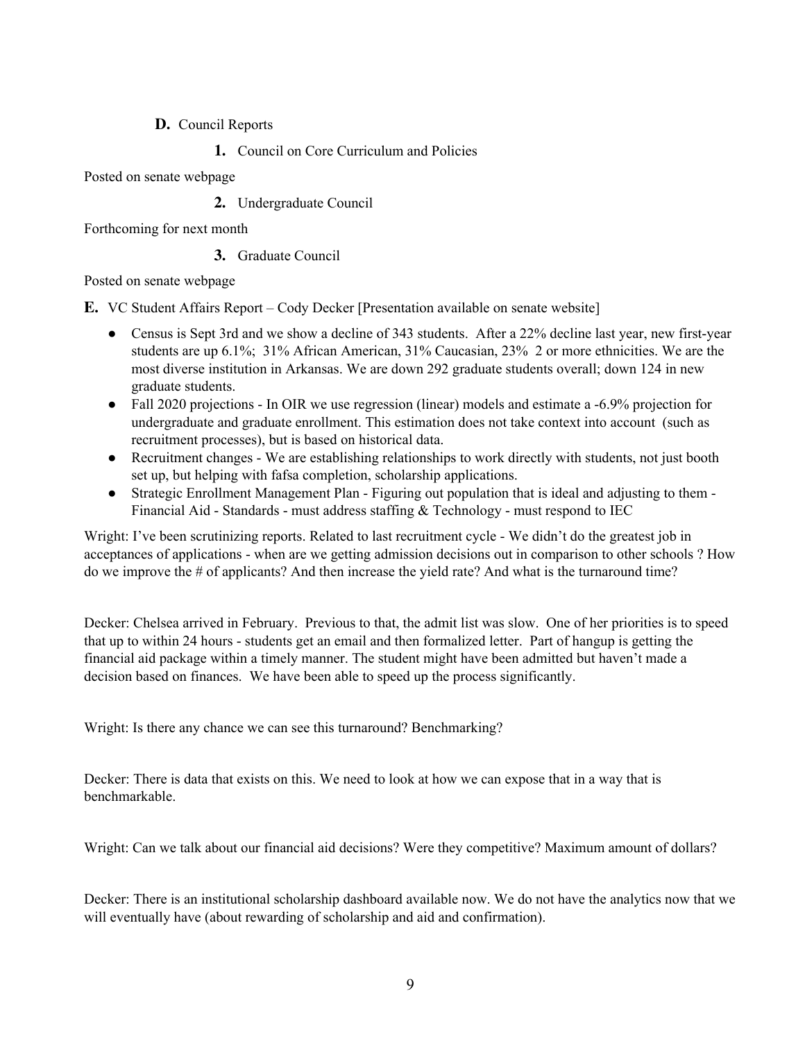**D.** Council Reports

**1.** Council on Core Curriculum and Policies

Posted on senate webpage

**2.** Undergraduate Council

Forthcoming for next month

**3.** Graduate Council

Posted on senate webpage

**E.** VC Student Affairs Report – Cody Decker [Presentation available on senate website]

- Census is Sept 3rd and we show a decline of 343 students. After a 22% decline last year, new first-year students are up 6.1%; 31% African American, 31% Caucasian, 23% 2 or more ethnicities. We are the most diverse institution in Arkansas. We are down 292 graduate students overall; down 124 in new graduate students.
- Fall 2020 projections - In OIR we use regression (linear) models and estimate a -6.9% projection for undergraduate and graduate enrollment. This estimation does not take context into account (such as recruitment processes), but is based on historical data.
- Recruitment changes - We are establishing relationships to work directly with students, not just booth set up, but helping with fafsa completion, scholarship applications.
- Strategic Enrollment Management Plan - Figuring out population that is ideal and adjusting to them - Financial Aid - Standards - must address staffing & Technology - must respond to IEC

Wright: I've been scrutinizing reports. Related to last recruitment cycle - We didn't do the greatest job in acceptances of applications - when are we getting admission decisions out in comparison to other schools ? How do we improve the # of applicants? And then increase the yield rate? And what is the turnaround time?

Decker: Chelsea arrived in February. Previous to that, the admit list was slow. One of her priorities is to speed that up to within 24 hours - students get an email and then formalized letter. Part of hangup is getting the financial aid package within a timely manner. The student might have been admitted but haven't made a decision based on finances. We have been able to speed up the process significantly.

Wright: Is there any chance we can see this turnaround? Benchmarking?

Decker: There is data that exists on this. We need to look at how we can expose that in a way that is benchmarkable.

Wright: Can we talk about our financial aid decisions? Were they competitive? Maximum amount of dollars?

Decker: There is an institutional scholarship dashboard available now. We do not have the analytics now that we will eventually have (about rewarding of scholarship and aid and confirmation).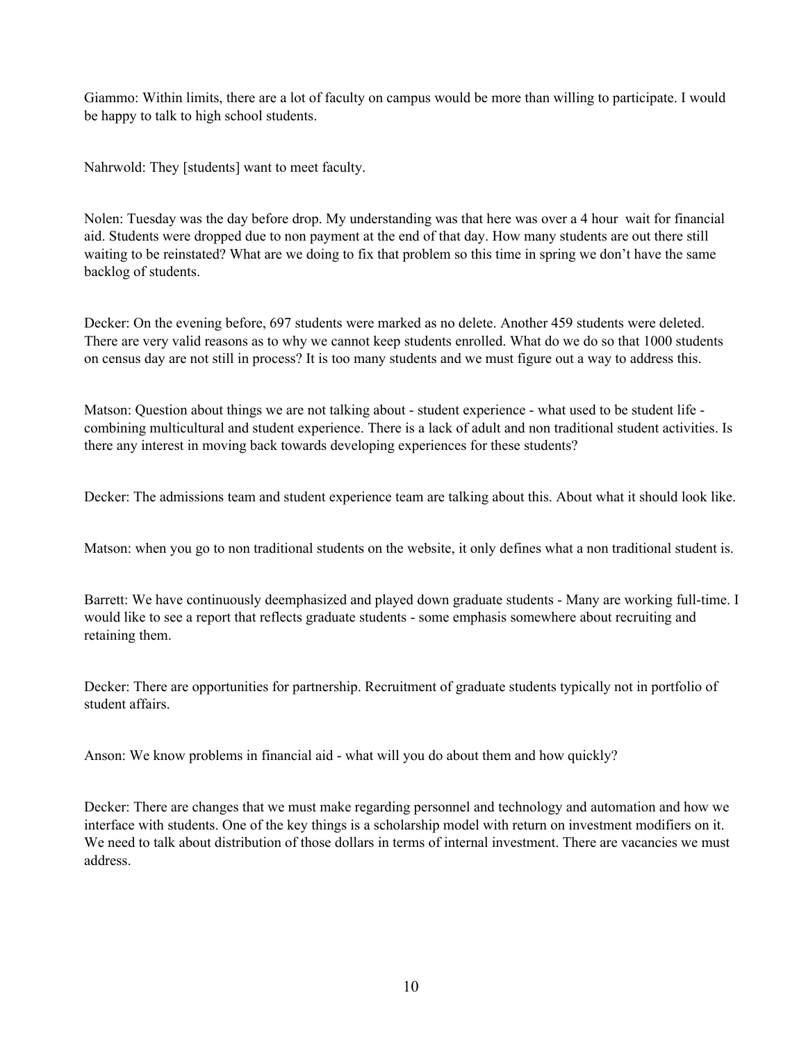Giammo: Within limits, there are a lot of faculty on campus would be more than willing to participate. I would be happy to talk to high school students.

Nahrwold: They [students] want to meet faculty.

Nolen: Tuesday was the day before drop. My understanding was that here was over a 4 hour wait for financial aid. Students were dropped due to non payment at the end of that day. How many students are out there still waiting to be reinstated? What are we doing to fix that problem so this time in spring we don't have the same backlog of students.

Decker: On the evening before, 697 students were marked as no delete. Another 459 students were deleted. There are very valid reasons as to why we cannot keep students enrolled. What do we do so that 1000 students on census day are not still in process? It is too many students and we must figure out a way to address this.

Matson: Question about things we are not talking about - student experience - what used to be student life - combining multicultural and student experience. There is a lack of adult and non traditional student activities. Is there any interest in moving back towards developing experiences for these students?

Decker: The admissions team and student experience team are talking about this. About what it should look like.

Matson: when you go to non traditional students on the website, it only defines what a non traditional student is.

Barrett: We have continuously deemphasized and played down graduate students - Many are working full-time. I would like to see a report that reflects graduate students - some emphasis somewhere about recruiting and retaining them.

Decker: There are opportunities for partnership. Recruitment of graduate students typically not in portfolio of student affairs.

Anson: We know problems in financial aid - what will you do about them and how quickly?

Decker: There are changes that we must make regarding personnel and technology and automation and how we interface with students. One of the key things is a scholarship model with return on investment modifiers on it. We need to talk about distribution of those dollars in terms of internal investment. There are vacancies we must address.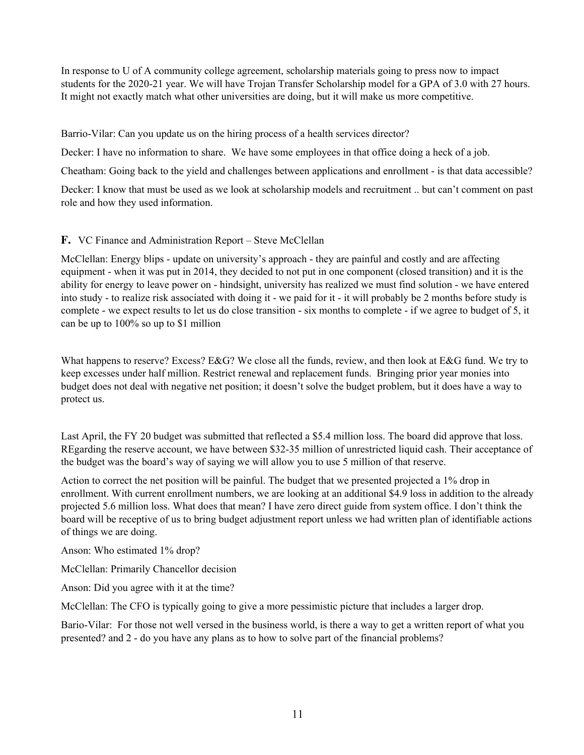In response to U of A community college agreement, scholarship materials going to press now to impact students for the 2020-21 year. We will have Trojan Transfer Scholarship model for a GPA of 3.0 with 27 hours. It might not exactly match what other universities are doing, but it will make us more competitive.

Barrio-Vilar: Can you update us on the hiring process of a health services director?

Decker: I have no information to share. We have some employees in that office doing a heck of a job.

Cheatham: Going back to the yield and challenges between applications and enrollment - is that data accessible?

Decker: I know that must be used as we look at scholarship models and recruitment .. but can't comment on past role and how they used information.

**F.** VC Finance and Administration Report – Steve McClellan

McClellan: Energy blips - update on university's approach - they are painful and costly and are affecting equipment - when it was put in 2014, they decided to not put in one component (closed transition) and it is the ability for energy to leave power on - hindsight, university has realized we must find solution - we have entered into study - to realize risk associated with doing it - we paid for it - it will probably be 2 months before study is complete - we expect results to let us do close transition - six months to complete - if we agree to budget of 5, it can be up to 100% so up to $1 million

What happens to reserve? Excess? E&G? We close all the funds, review, and then look at E&G fund. We try to keep excesses under half million. Restrict renewal and replacement funds. Bringing prior year monies into budget does not deal with negative net position; it doesn't solve the budget problem, but it does have a way to protect us.

Last April, the FY 20 budget was submitted that reflected a $5.4 million loss. The board did approve that loss. REgarding the reserve account, we have between $32-35 million of unrestricted liquid cash. Their acceptance of the budget was the board's way of saying we will allow you to use 5 million of that reserve.

Action to correct the net position will be painful. The budget that we presented projected a 1% drop in enrollment. With current enrollment numbers, we are looking at an additional $4.9 loss in addition to the already projected 5.6 million loss. What does that mean? I have zero direct guide from system office. I don't think the board will be receptive of us to bring budget adjustment report unless we had written plan of identifiable actions of things we are doing.

Anson: Who estimated 1% drop?

McClellan: Primarily Chancellor decision

Anson: Did you agree with it at the time?

McClellan: The CFO is typically going to give a more pessimistic picture that includes a larger drop.

Bario-Vilar: For those not well versed in the business world, is there a way to get a written report of what you presented? and 2 - do you have any plans as to how to solve part of the financial problems?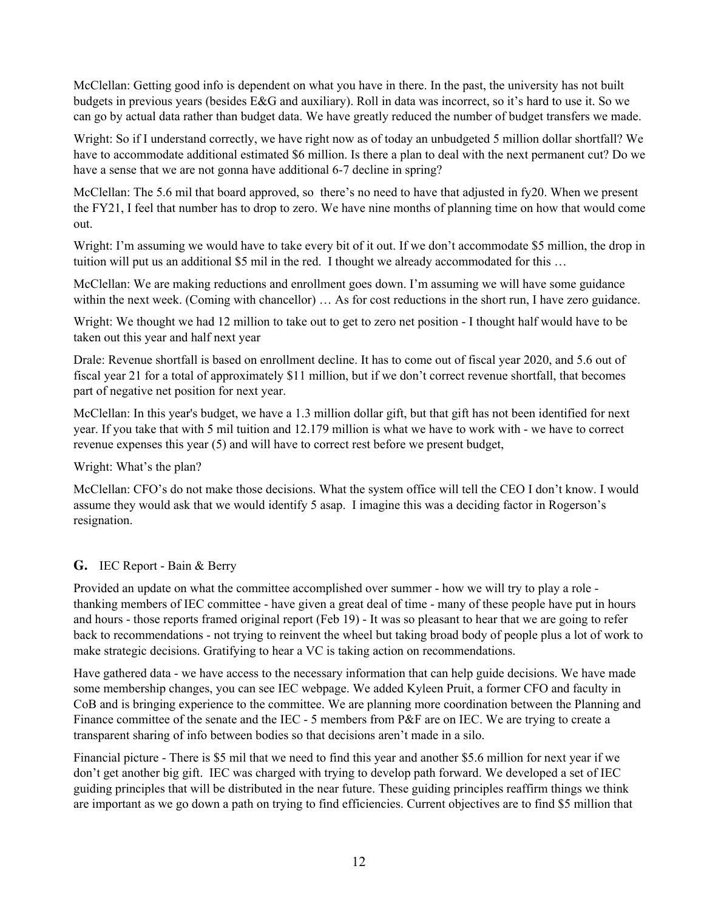McClellan: Getting good info is dependent on what you have in there. In the past, the university has not built budgets in previous years (besides E&G and auxiliary). Roll in data was incorrect, so it's hard to use it. So we can go by actual data rather than budget data. We have greatly reduced the number of budget transfers we made.

Wright: So if I understand correctly, we have right now as of today an unbudgeted 5 million dollar shortfall? We have to accommodate additional estimated $6 million. Is there a plan to deal with the next permanent cut? Do we have a sense that we are not gonna have additional 6-7 decline in spring?

McClellan: The 5.6 mil that board approved, so there's no need to have that adjusted in fy20. When we present the FY21, I feel that number has to drop to zero. We have nine months of planning time on how that would come out.

Wright: I'm assuming we would have to take every bit of it out. If we don't accommodate $5 million, the drop in tuition will put us an additional $5 mil in the red. I thought we already accommodated for this …

McClellan: We are making reductions and enrollment goes down. I'm assuming we will have some guidance within the next week. (Coming with chancellor) … As for cost reductions in the short run, I have zero guidance.

Wright: We thought we had 12 million to take out to get to zero net position - I thought half would have to be taken out this year and half next year

Drale: Revenue shortfall is based on enrollment decline. It has to come out of fiscal year 2020, and 5.6 out of fiscal year 21 for a total of approximately $11 million, but if we don't correct revenue shortfall, that becomes part of negative net position for next year.

McClellan: In this year's budget, we have a 1.3 million dollar gift, but that gift has not been identified for next year. If you take that with 5 mil tuition and 12.179 million is what we have to work with - we have to correct revenue expenses this year (5) and will have to correct rest before we present budget,

Wright: What's the plan?

McClellan: CFO's do not make those decisions. What the system office will tell the CEO I don't know. I would assume they would ask that we would identify 5 asap. I imagine this was a deciding factor in Rogerson's resignation.

## G. IEC Report - Bain & Berry

Provided an update on what the committee accomplished over summer - how we will try to play a role - thanking members of IEC committee - have given a great deal of time - many of these people have put in hours and hours - those reports framed original report (Feb 19) - It was so pleasant to hear that we are going to refer back to recommendations - not trying to reinvent the wheel but taking broad body of people plus a lot of work to make strategic decisions. Gratifying to hear a VC is taking action on recommendations.

Have gathered data - we have access to the necessary information that can help guide decisions. We have made some membership changes, you can see IEC webpage. We added Kyleen Pruit, a former CFO and faculty in CoB and is bringing experience to the committee. We are planning more coordination between the Planning and Finance committee of the senate and the IEC - 5 members from P&F are on IEC. We are trying to create a transparent sharing of info between bodies so that decisions aren't made in a silo.

Financial picture - There is $5 mil that we need to find this year and another $5.6 million for next year if we don't get another big gift. IEC was charged with trying to develop path forward. We developed a set of IEC guiding principles that will be distributed in the near future. These guiding principles reaffirm things we think are important as we go down a path on trying to find efficiencies. Current objectives are to find $5 million that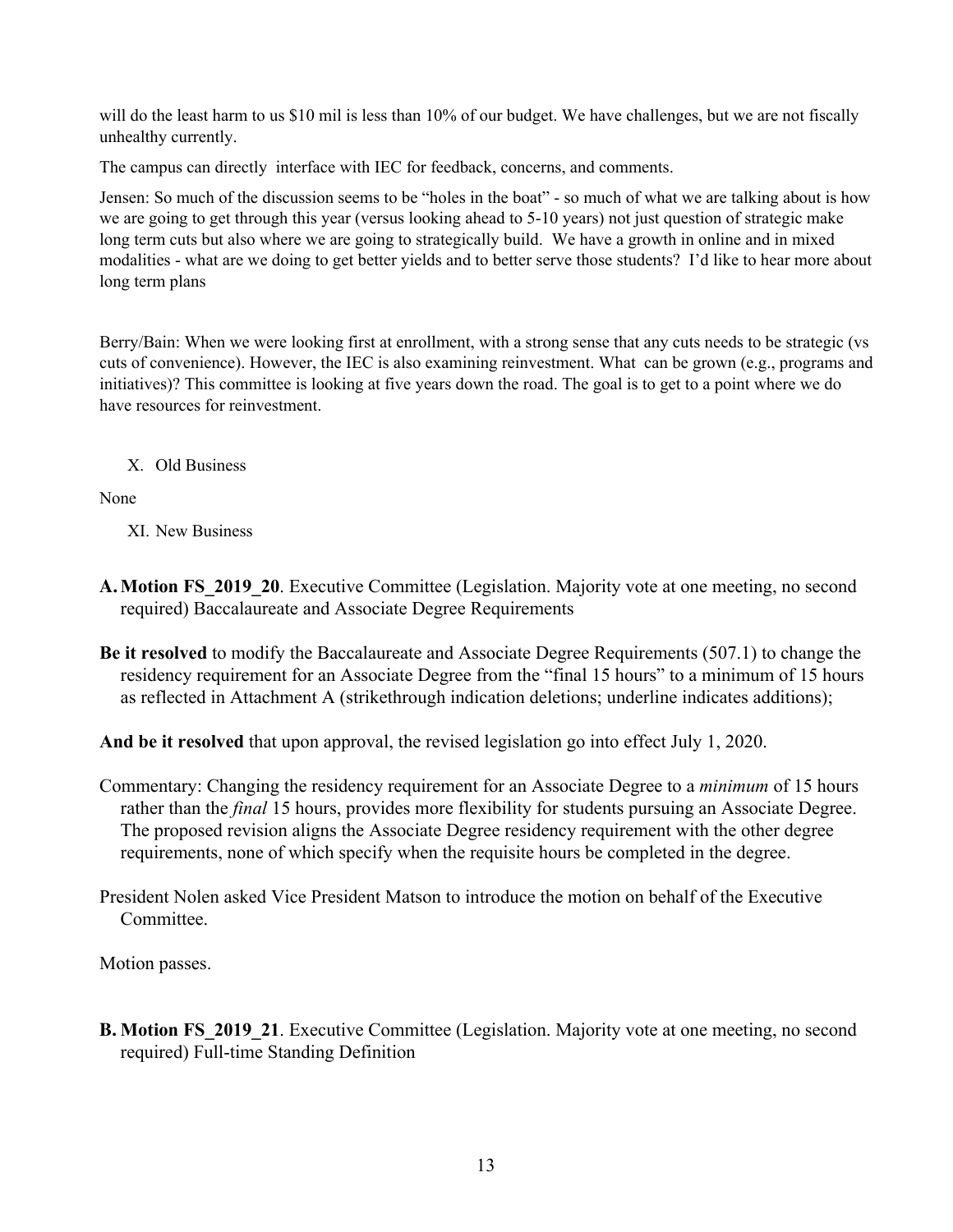will do the least harm to us $10 mil is less than 10% of our budget. We have challenges, but we are not fiscally unhealthy currently.

The campus can directly interface with IEC for feedback, concerns, and comments.

Jensen: So much of the discussion seems to be "holes in the boat" - so much of what we are talking about is how we are going to get through this year (versus looking ahead to 5-10 years) not just question of strategic make long term cuts but also where we are going to strategically build. We have a growth in online and in mixed modalities - what are we doing to get better yields and to better serve those students? I'd like to hear more about long term plans

Berry/Bain: When we were looking first at enrollment, with a strong sense that any cuts needs to be strategic (vs cuts of convenience). However, the IEC is also examining reinvestment. What can be grown (e.g., programs and initiatives)? This committee is looking at five years down the road. The goal is to get to a point where we do have resources for reinvestment.

X. Old Business

None

XI. New Business

**A. Motion FS_2019_20**. Executive Committee (Legislation. Majority vote at one meeting, no second required) Baccalaureate and Associate Degree Requirements

**Be it resolved** to modify the Baccalaureate and Associate Degree Requirements (507.1) to change the residency requirement for an Associate Degree from the "final 15 hours" to a minimum of 15 hours as reflected in Attachment A (strikethrough indication deletions; underline indicates additions);

**And be it resolved** that upon approval, the revised legislation go into effect July 1, 2020.

Commentary: Changing the residency requirement for an Associate Degree to a *minimum* of 15 hours rather than the *final* 15 hours, provides more flexibility for students pursuing an Associate Degree. The proposed revision aligns the Associate Degree residency requirement with the other degree requirements, none of which specify when the requisite hours be completed in the degree.

President Nolen asked Vice President Matson to introduce the motion on behalf of the Executive Committee.

Motion passes.

**B. Motion FS_2019_21**. Executive Committee (Legislation. Majority vote at one meeting, no second required) Full-time Standing Definition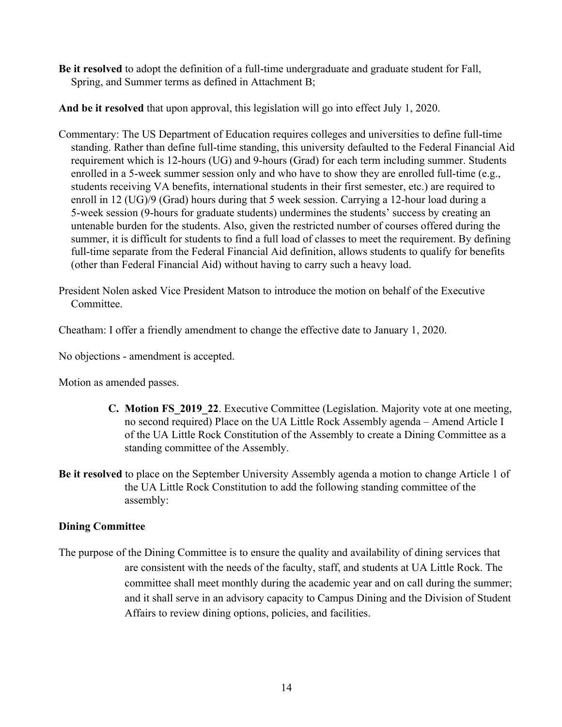**Be it resolved** to adopt the definition of a full-time undergraduate and graduate student for Fall, Spring, and Summer terms as defined in Attachment B;

**And be it resolved** that upon approval, this legislation will go into effect July 1, 2020.

Commentary: The US Department of Education requires colleges and universities to define full-time standing. Rather than define full-time standing, this university defaulted to the Federal Financial Aid requirement which is 12-hours (UG) and 9-hours (Grad) for each term including summer. Students enrolled in a 5-week summer session only and who have to show they are enrolled full-time (e.g., students receiving VA benefits, international students in their first semester, etc.) are required to enroll in 12 (UG)/9 (Grad) hours during that 5 week session. Carrying a 12-hour load during a 5-week session (9-hours for graduate students) undermines the students' success by creating an untenable burden for the students. Also, given the restricted number of courses offered during the summer, it is difficult for students to find a full load of classes to meet the requirement. By defining full-time separate from the Federal Financial Aid definition, allows students to qualify for benefits (other than Federal Financial Aid) without having to carry such a heavy load.

President Nolen asked Vice President Matson to introduce the motion on behalf of the Executive Committee.

Cheatham: I offer a friendly amendment to change the effective date to January 1, 2020.

No objections - amendment is accepted.

Motion as amended passes.

**C. Motion FS_2019_22**. Executive Committee (Legislation. Majority vote at one meeting, no second required) Place on the UA Little Rock Assembly agenda – Amend Article I of the UA Little Rock Constitution of the Assembly to create a Dining Committee as a standing committee of the Assembly.

**Be it resolved** to place on the September University Assembly agenda a motion to change Article 1 of the UA Little Rock Constitution to add the following standing committee of the assembly:

**Dining Committee**

The purpose of the Dining Committee is to ensure the quality and availability of dining services that are consistent with the needs of the faculty, staff, and students at UA Little Rock. The committee shall meet monthly during the academic year and on call during the summer; and it shall serve in an advisory capacity to Campus Dining and the Division of Student Affairs to review dining options, policies, and facilities.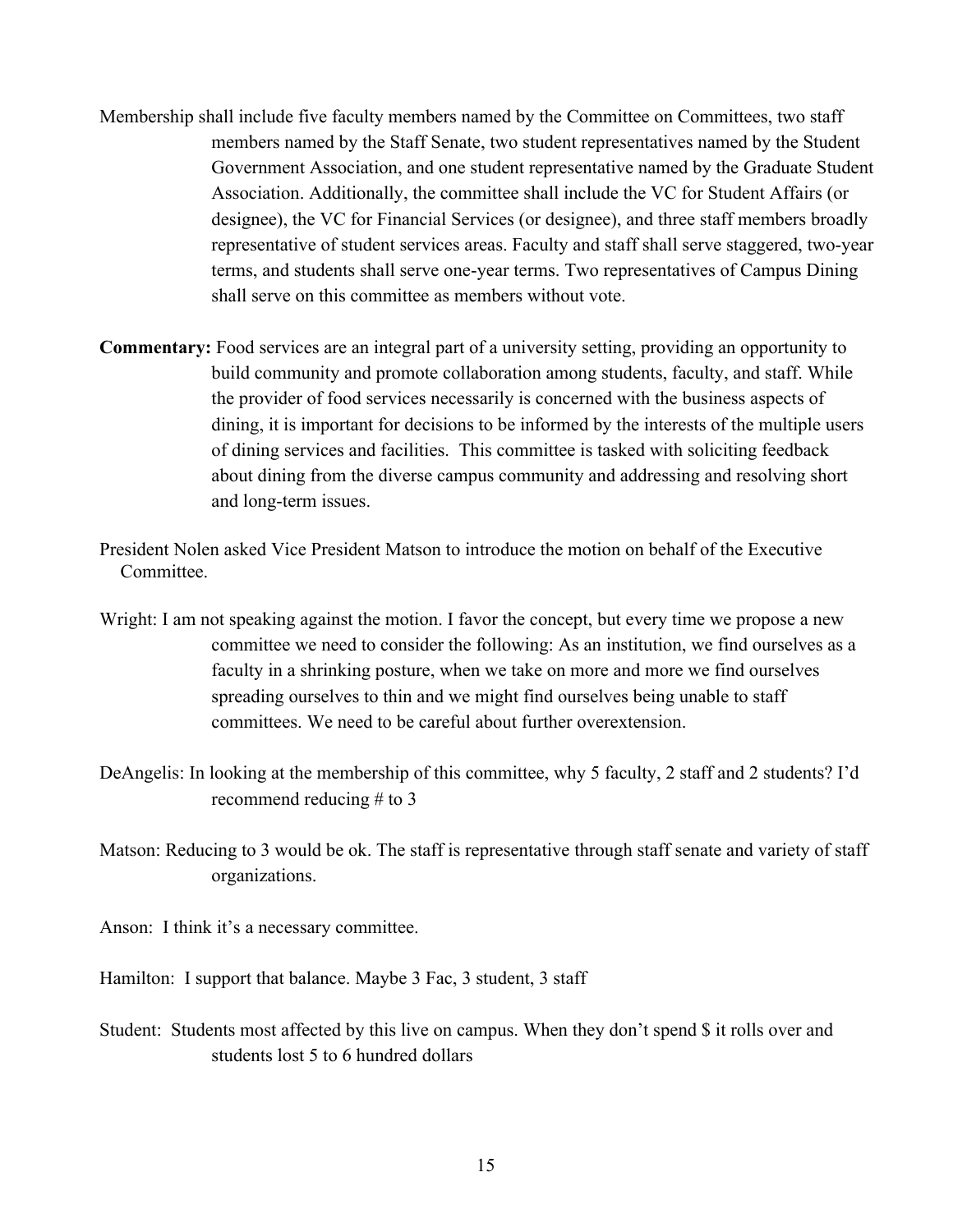Membership shall include five faculty members named by the Committee on Committees, two staff members named by the Staff Senate, two student representatives named by the Student Government Association, and one student representative named by the Graduate Student Association. Additionally, the committee shall include the VC for Student Affairs (or designee), the VC for Financial Services (or designee), and three staff members broadly representative of student services areas. Faculty and staff shall serve staggered, two-year terms, and students shall serve one-year terms. Two representatives of Campus Dining shall serve on this committee as members without vote.

**Commentary:** Food services are an integral part of a university setting, providing an opportunity to build community and promote collaboration among students, faculty, and staff. While the provider of food services necessarily is concerned with the business aspects of dining, it is important for decisions to be informed by the interests of the multiple users of dining services and facilities.  This committee is tasked with soliciting feedback about dining from the diverse campus community and addressing and resolving short and long-term issues.

President Nolen asked Vice President Matson to introduce the motion on behalf of the Executive Committee.

Wright: I am not speaking against the motion. I favor the concept, but every time we propose a new committee we need to consider the following: As an institution, we find ourselves as a faculty in a shrinking posture, when we take on more and more we find ourselves spreading ourselves to thin and we might find ourselves being unable to staff committees. We need to be careful about further overextension.

DeAngelis: In looking at the membership of this committee, why 5 faculty, 2 staff and 2 students? I'd recommend reducing # to 3

Matson: Reducing to 3 would be ok. The staff is representative through staff senate and variety of staff organizations.

Anson:  I think it's a necessary committee.

Hamilton:  I support that balance. Maybe 3 Fac, 3 student, 3 staff

Student:  Students most affected by this live on campus. When they don't spend $ it rolls over and students lost 5 to 6 hundred dollars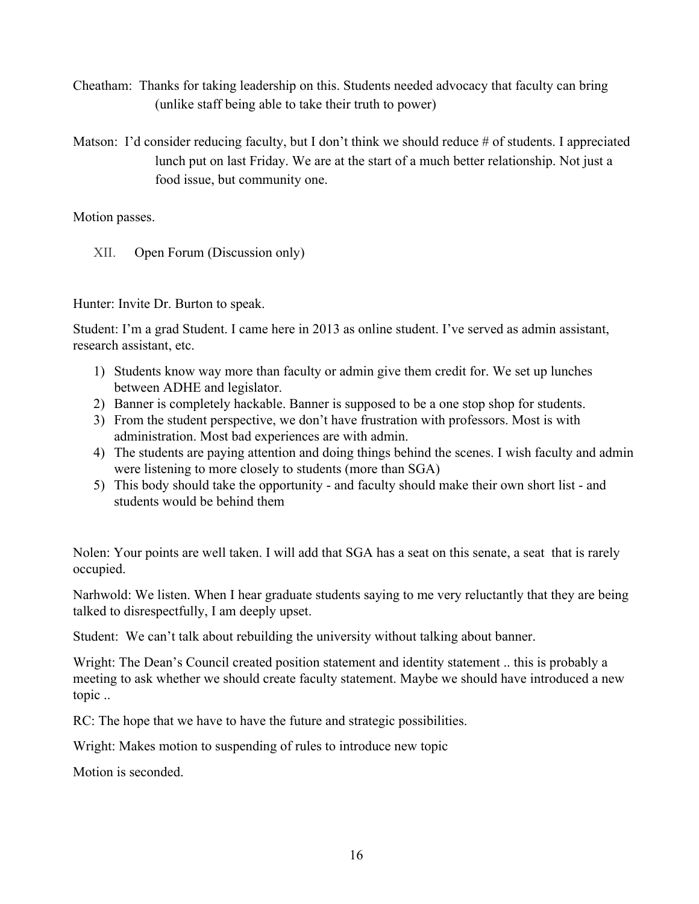Cheatham: Thanks for taking leadership on this. Students needed advocacy that faculty can bring (unlike staff being able to take their truth to power)

Matson: I'd consider reducing faculty, but I don't think we should reduce # of students. I appreciated lunch put on last Friday. We are at the start of a much better relationship. Not just a food issue, but community one.

Motion passes.

XII. Open Forum (Discussion only)

Hunter: Invite Dr. Burton to speak.

Student: I'm a grad Student. I came here in 2013 as online student. I've served as admin assistant, research assistant, etc.

1) Students know way more than faculty or admin give them credit for. We set up lunches between ADHE and legislator.
2) Banner is completely hackable. Banner is supposed to be a one stop shop for students.
3) From the student perspective, we don't have frustration with professors. Most is with administration. Most bad experiences are with admin.
4) The students are paying attention and doing things behind the scenes. I wish faculty and admin were listening to more closely to students (more than SGA)
5) This body should take the opportunity - and faculty should make their own short list - and students would be behind them

Nolen: Your points are well taken. I will add that SGA has a seat on this senate, a seat that is rarely occupied.

Narhwold: We listen. When I hear graduate students saying to me very reluctantly that they are being talked to disrespectfully, I am deeply upset.

Student: We can't talk about rebuilding the university without talking about banner.

Wright: The Dean's Council created position statement and identity statement .. this is probably a meeting to ask whether we should create faculty statement. Maybe we should have introduced a new topic ..

RC: The hope that we have to have the future and strategic possibilities.

Wright: Makes motion to suspending of rules to introduce new topic

Motion is seconded.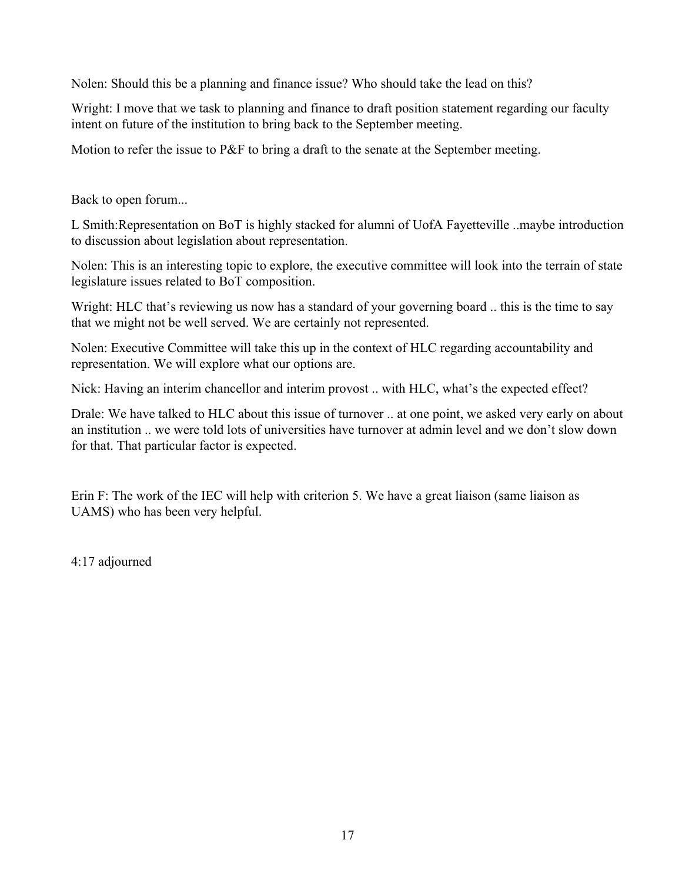Nolen: Should this be a planning and finance issue? Who should take the lead on this?

Wright: I move that we task to planning and finance to draft position statement regarding our faculty intent on future of the institution to bring back to the September meeting.

Motion to refer the issue to P&F to bring a draft to the senate at the September meeting.

Back to open forum...

L Smith:Representation on BoT is highly stacked for alumni of UofA Fayetteville ..maybe introduction to discussion about legislation about representation.

Nolen: This is an interesting topic to explore, the executive committee will look into the terrain of state legislature issues related to BoT composition.

Wright: HLC that's reviewing us now has a standard of your governing board .. this is the time to say that we might not be well served. We are certainly not represented.

Nolen: Executive Committee will take this up in the context of HLC regarding accountability and representation. We will explore what our options are.

Nick: Having an interim chancellor and interim provost .. with HLC, what's the expected effect?

Drale: We have talked to HLC about this issue of turnover .. at one point, we asked very early on about an institution .. we were told lots of universities have turnover at admin level and we don't slow down for that. That particular factor is expected.

Erin F: The work of the IEC will help with criterion 5. We have a great liaison (same liaison as UAMS) who has been very helpful.

4:17 adjourned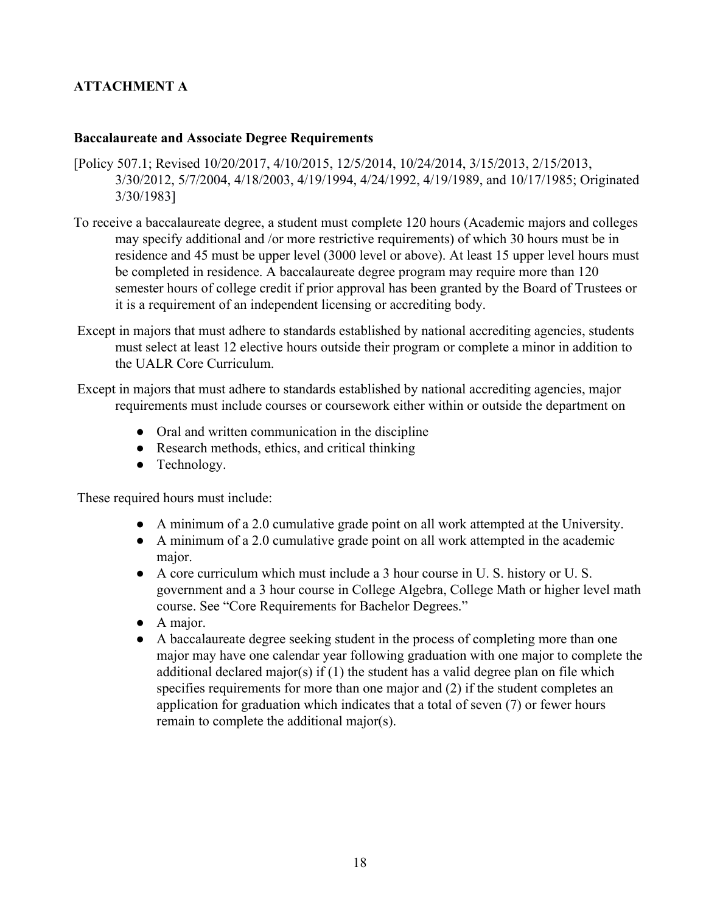**ATTACHMENT A**

**Baccalaureate and Associate Degree Requirements**

[Policy 507.1; Revised 10/20/2017, 4/10/2015, 12/5/2014, 10/24/2014, 3/15/2013, 2/15/2013, 3/30/2012, 5/7/2004, 4/18/2003, 4/19/1994, 4/24/1992, 4/19/1989, and 10/17/1985; Originated 3/30/1983]

To receive a baccalaureate degree, a student must complete 120 hours (Academic majors and colleges may specify additional and /or more restrictive requirements) of which 30 hours must be in residence and 45 must be upper level (3000 level or above). At least 15 upper level hours must be completed in residence. A baccalaureate degree program may require more than 120 semester hours of college credit if prior approval has been granted by the Board of Trustees or it is a requirement of an independent licensing or accrediting body.

Except in majors that must adhere to standards established by national accrediting agencies, students must select at least 12 elective hours outside their program or complete a minor in addition to the UALR Core Curriculum.

Except in majors that must adhere to standards established by national accrediting agencies, major requirements must include courses or coursework either within or outside the department on

- Oral and written communication in the discipline
- Research methods, ethics, and critical thinking
- Technology.

These required hours must include:

- A minimum of a 2.0 cumulative grade point on all work attempted at the University.
- A minimum of a 2.0 cumulative grade point on all work attempted in the academic major.
- A core curriculum which must include a 3 hour course in U. S. history or U. S. government and a 3 hour course in College Algebra, College Math or higher level math course. See "Core Requirements for Bachelor Degrees."
- A major.
- A baccalaureate degree seeking student in the process of completing more than one major may have one calendar year following graduation with one major to complete the additional declared major(s) if (1) the student has a valid degree plan on file which specifies requirements for more than one major and (2) if the student completes an application for graduation which indicates that a total of seven (7) or fewer hours remain to complete the additional major(s).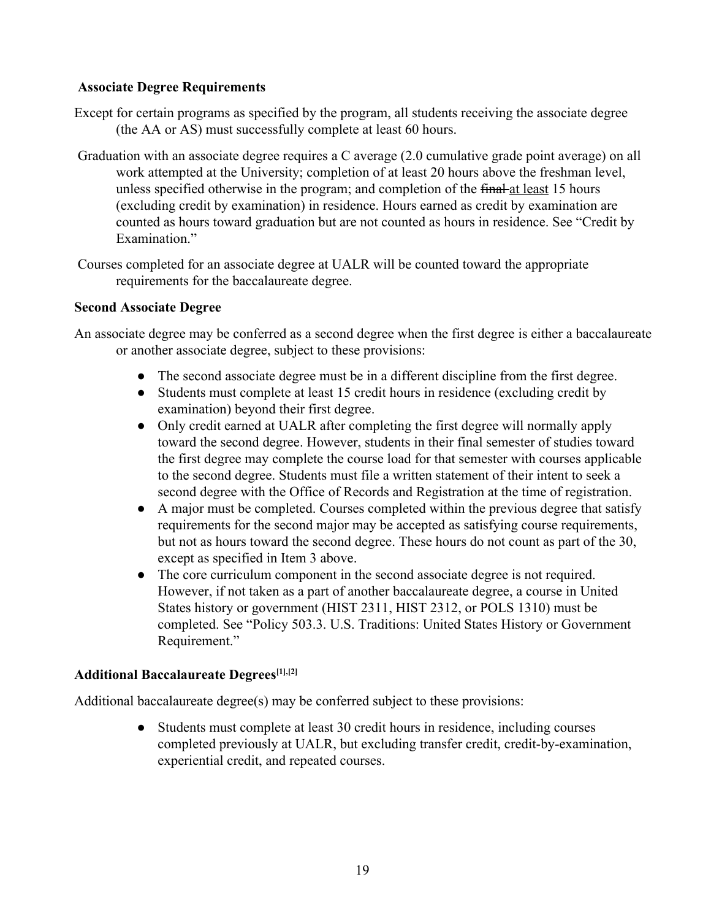### Associate Degree Requirements

Except for certain programs as specified by the program, all students receiving the associate degree (the AA or AS) must successfully complete at least 60 hours.

Graduation with an associate degree requires a C average (2.0 cumulative grade point average) on all work attempted at the University; completion of at least 20 hours above the freshman level, unless specified otherwise in the program; and completion of the ~~final~~ <u>at least</u> 15 hours (excluding credit by examination) in residence. Hours earned as credit by examination are counted as hours toward graduation but are not counted as hours in residence. See "Credit by Examination."

Courses completed for an associate degree at UALR will be counted toward the appropriate requirements for the baccalaureate degree.

### Second Associate Degree

An associate degree may be conferred as a second degree when the first degree is either a baccalaureate or another associate degree, subject to these provisions:

- The second associate degree must be in a different discipline from the first degree.
- Students must complete at least 15 credit hours in residence (excluding credit by examination) beyond their first degree.
- Only credit earned at UALR after completing the first degree will normally apply toward the second degree. However, students in their final semester of studies toward the first degree may complete the course load for that semester with courses applicable to the second degree. Students must file a written statement of their intent to seek a second degree with the Office of Records and Registration at the time of registration.
- A major must be completed. Courses completed within the previous degree that satisfy requirements for the second major may be accepted as satisfying course requirements, but not as hours toward the second degree. These hours do not count as part of the 30, except as specified in Item 3 above.
- The core curriculum component in the second associate degree is not required. However, if not taken as a part of another baccalaureate degree, a course in United States history or government (HIST 2311, HIST 2312, or POLS 1310) must be completed. See "Policy 503.3. U.S. Traditions: United States History or Government Requirement."

### Additional Baccalaureate Degrees[1],[2]

Additional baccalaureate degree(s) may be conferred subject to these provisions:

- Students must complete at least 30 credit hours in residence, including courses completed previously at UALR, but excluding transfer credit, credit-by-examination, experiential credit, and repeated courses.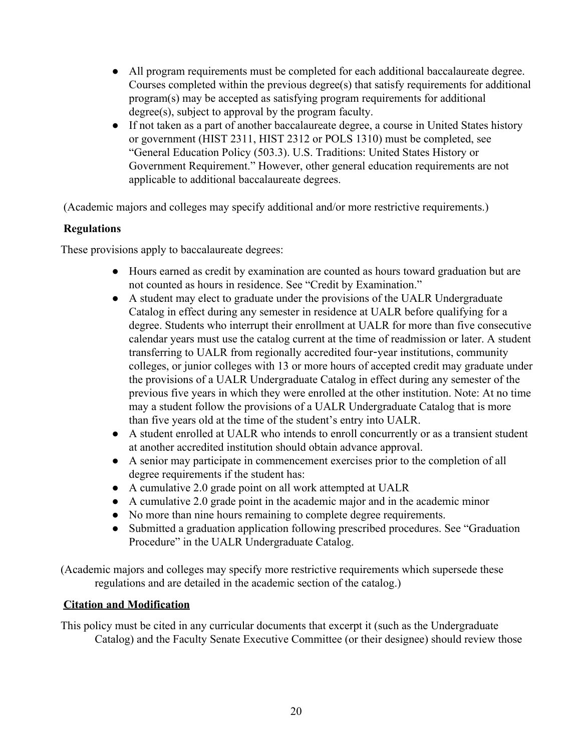- All program requirements must be completed for each additional baccalaureate degree. Courses completed within the previous degree(s) that satisfy requirements for additional program(s) may be accepted as satisfying program requirements for additional degree(s), subject to approval by the program faculty.
- If not taken as a part of another baccalaureate degree, a course in United States history or government (HIST 2311, HIST 2312 or POLS 1310) must be completed, see "General Education Policy (503.3). U.S. Traditions: United States History or Government Requirement." However, other general education requirements are not applicable to additional baccalaureate degrees.

(Academic majors and colleges may specify additional and/or more restrictive requirements.)

**Regulations**

These provisions apply to baccalaureate degrees:

- Hours earned as credit by examination are counted as hours toward graduation but are not counted as hours in residence. See "Credit by Examination."
- A student may elect to graduate under the provisions of the UALR Undergraduate Catalog in effect during any semester in residence at UALR before qualifying for a degree. Students who interrupt their enrollment at UALR for more than five consecutive calendar years must use the catalog current at the time of readmission or later. A student transferring to UALR from regionally accredited four-year institutions, community colleges, or junior colleges with 13 or more hours of accepted credit may graduate under the provisions of a UALR Undergraduate Catalog in effect during any semester of the previous five years in which they were enrolled at the other institution. Note: At no time may a student follow the provisions of a UALR Undergraduate Catalog that is more than five years old at the time of the student's entry into UALR.
- A student enrolled at UALR who intends to enroll concurrently or as a transient student at another accredited institution should obtain advance approval.
- A senior may participate in commencement exercises prior to the completion of all degree requirements if the student has:
- A cumulative 2.0 grade point on all work attempted at UALR
- A cumulative 2.0 grade point in the academic major and in the academic minor
- No more than nine hours remaining to complete degree requirements.
- Submitted a graduation application following prescribed procedures. See "Graduation Procedure" in the UALR Undergraduate Catalog.

(Academic majors and colleges may specify more restrictive requirements which supersede these regulations and are detailed in the academic section of the catalog.)

**<u>Citation and Modification</u>**

This policy must be cited in any curricular documents that excerpt it (such as the Undergraduate Catalog) and the Faculty Senate Executive Committee (or their designee) should review those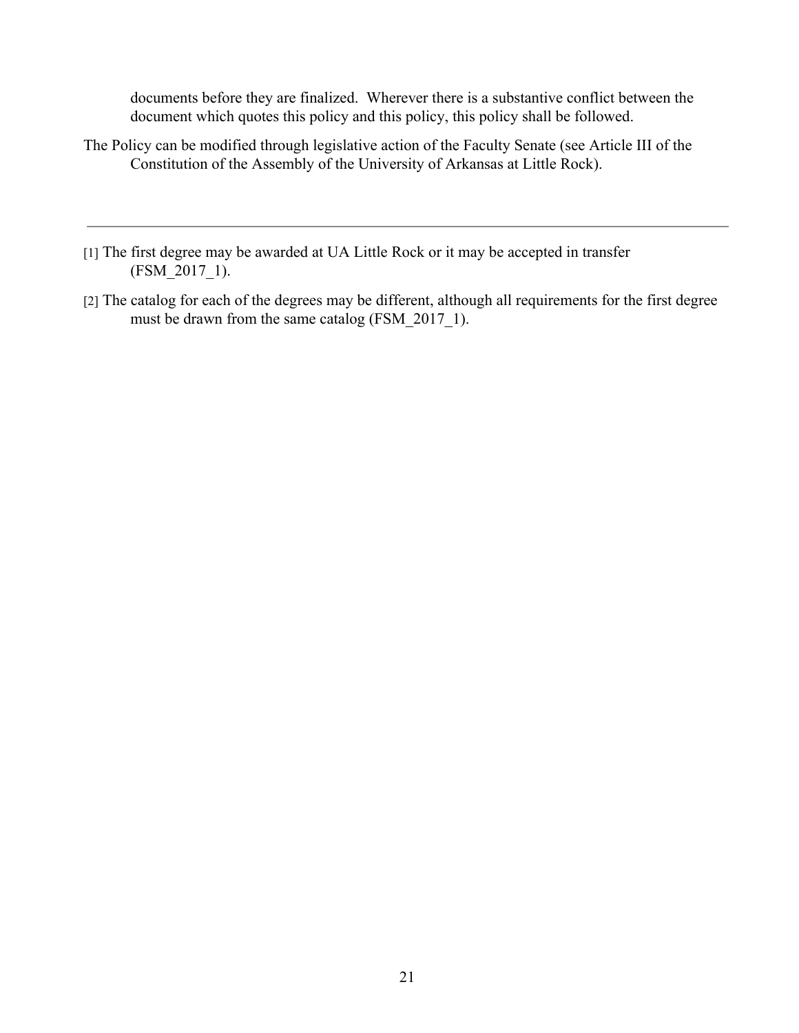documents before they are finalized. Wherever there is a substantive conflict between the document which quotes this policy and this policy, this policy shall be followed.

The Policy can be modified through legislative action of the Faculty Senate (see Article III of the Constitution of the Assembly of the University of Arkansas at Little Rock).

---

[1] The first degree may be awarded at UA Little Rock or it may be accepted in transfer (FSM_2017_1).

[2] The catalog for each of the degrees may be different, although all requirements for the first degree must be drawn from the same catalog (FSM_2017_1).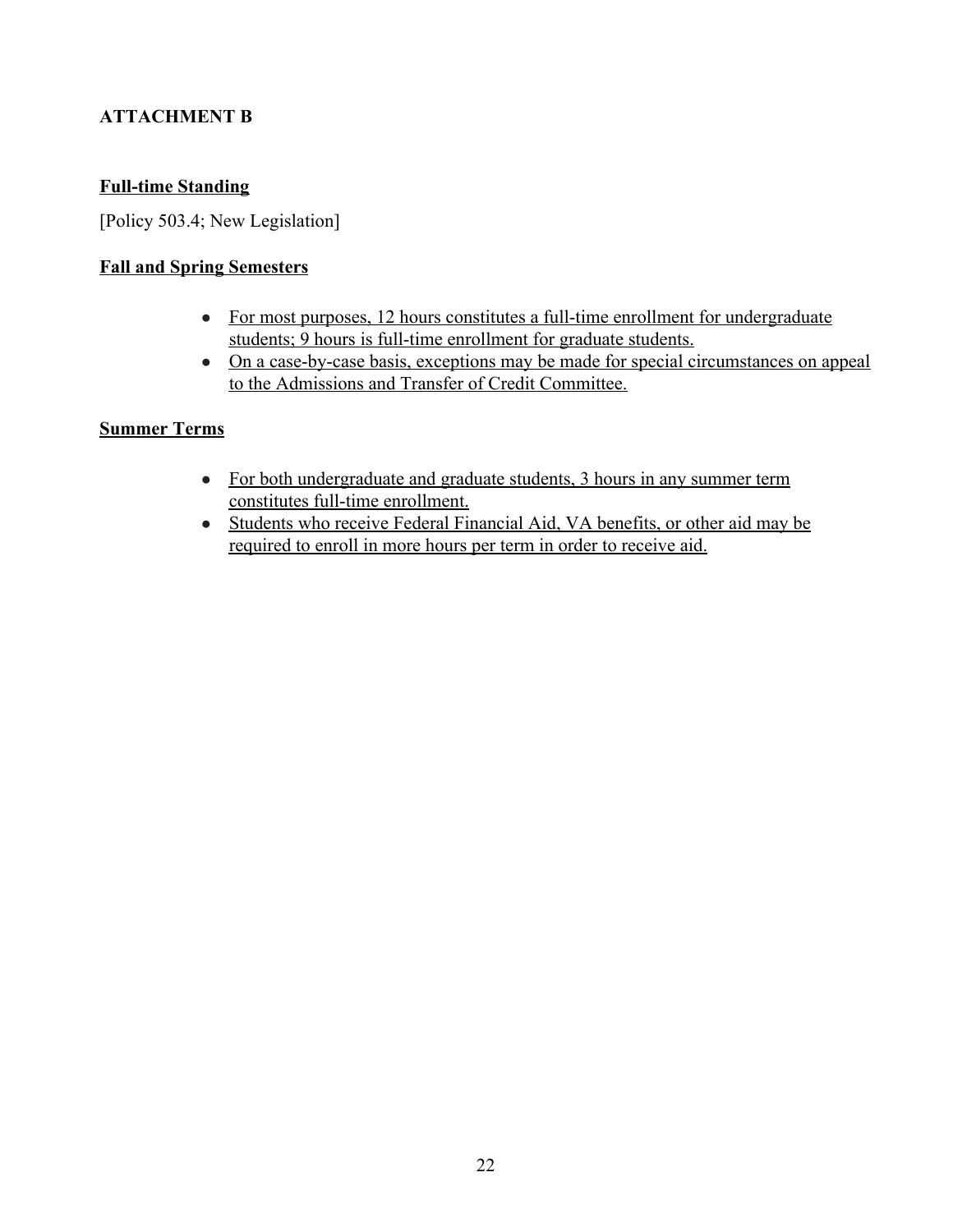**ATTACHMENT B**

**Full-time Standing**

[Policy 503.4; New Legislation]

**Fall and Spring Semesters**

- For most purposes, 12 hours constitutes a full-time enrollment for undergraduate students; 9 hours is full-time enrollment for graduate students.
- On a case-by-case basis, exceptions may be made for special circumstances on appeal to the Admissions and Transfer of Credit Committee.

**Summer Terms**

- For both undergraduate and graduate students, 3 hours in any summer term constitutes full-time enrollment.
- Students who receive Federal Financial Aid, VA benefits, or other aid may be required to enroll in more hours per term in order to receive aid.